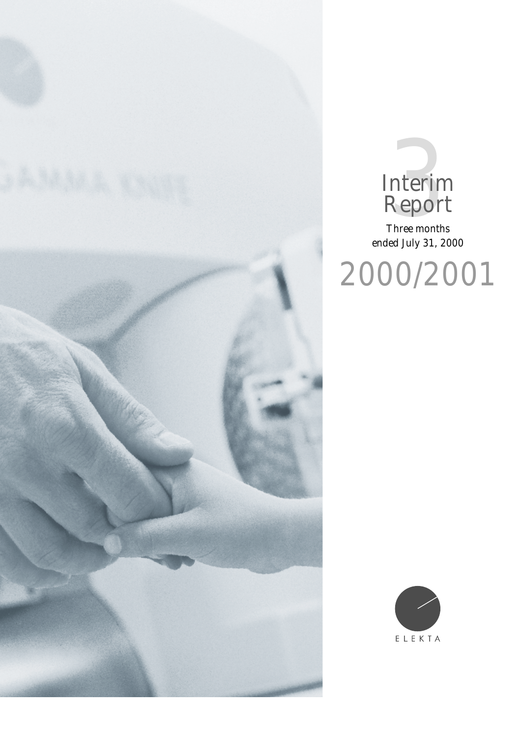# 3 Interim Report

Three months ended July 31, 2000

# 2000/2001

ELEKTA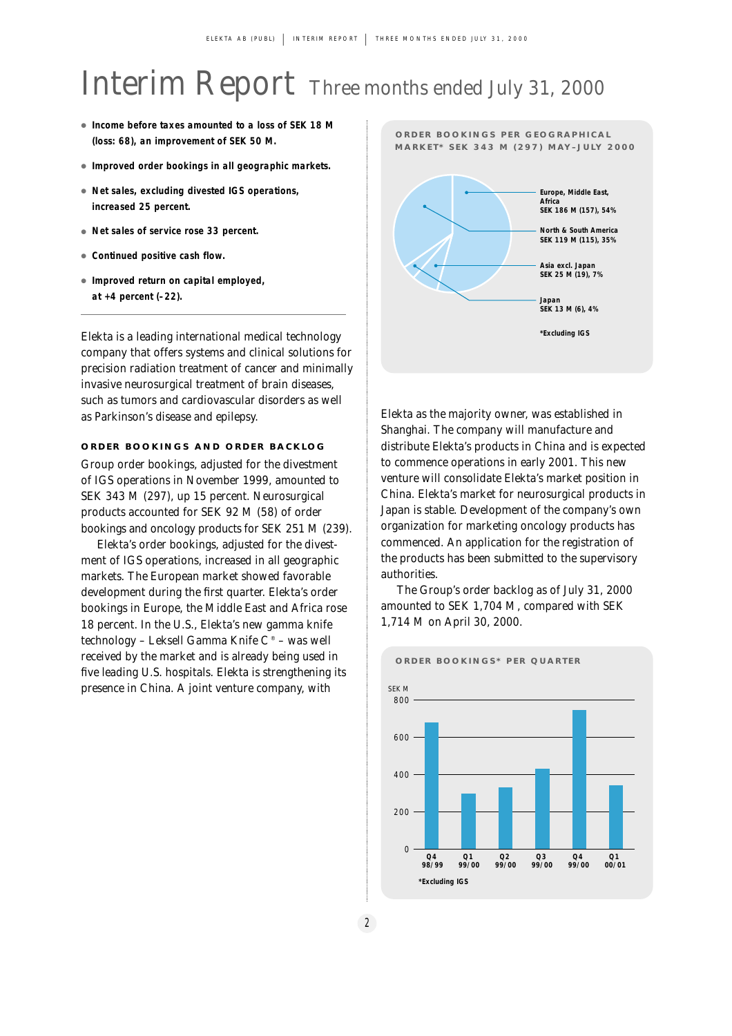# Interim Report Three months ended July 31, 2000

- **Income before taxes amounted to a loss of SEK 18 M (loss: 68), an improvement of SEK 50 M.**
- **Improved order bookings in all geographic markets.**
- **Net sales, excluding divested IGS operations, increased 25 percent.**
- **Net sales of service rose 33 percent.**
- **Continued positive cash flow.**
- **Improved return on capital employed, at +4 percent (–22).**

Elekta is a leading international medical technology company that offers systems and clinical solutions for precision radiation treatment of cancer and minimally invasive neurosurgical treatment of brain diseases, such as tumors and cardiovascular disorders as well as Parkinson's disease and epilepsy.

## ORDER BOOKINGS AND ORDER BACKLOG

Group order bookings, adjusted for the divestment of IGS operations in November 1999, amounted to SEK 343 M (297), up 15 percent. Neurosurgical products accounted for SEK 92 M (58) of order bookings and oncology products for SEK 251 M (239).

Elekta's order bookings, adjusted for the divestment of IGS operations, increased in all geographic markets. The European market showed favorable development during the first quarter. Elekta's order bookings in Europe, the Middle East and Africa rose 18 percent. In the U.S., Elekta's new gamma knife technology – Leksell Gamma Knife C® – was well received by the market and is already being used in five leading U.S. hospitals. Elekta is strengthening its presence in China. A joint venture company, with Elekta as the majority owner, was established in Shanghai. The company will manufacture and distribute Elekta's products in China and is expected to commence operations in early 2001. This new venture will consolidate Elekta's market position in China. Elekta's market for neurosurgical products in Japan is stable. Development of the company's own organization for marketing oncology products has commenced. An application for the registration of the products has been submitted to the supervisory authorities.

The Group's order backlog as of July 31, 2000 amounted to SEK 1,704 M, compared with SEK 1,714 M on April 30, 2000.

**ORDER BOOKINGS PER GEOGRAPHICAL MARKET* SEK 343 M (297) MAY–JULY 2000**

| Market | SEK M | Share |
|---|---|---|
| Europe, Middle East, Africa | 186 (157) | 54% |
| North & South America | 119 (115) | 35% |
| Asia excl. Japan | 25 (19) | 7% |
| Japan | 13 (6) | 4% |

*Excluding IGS

**ORDER BOOKINGS* PER QUARTER**

SEK M

| Quarter | Q4 98/99 | Q1 99/00 | Q2 99/00 | Q3 99/00 | Q4 99/00 | Q1 00/01 |
|---|---|---|---|---|---|---|

*Excluding IGS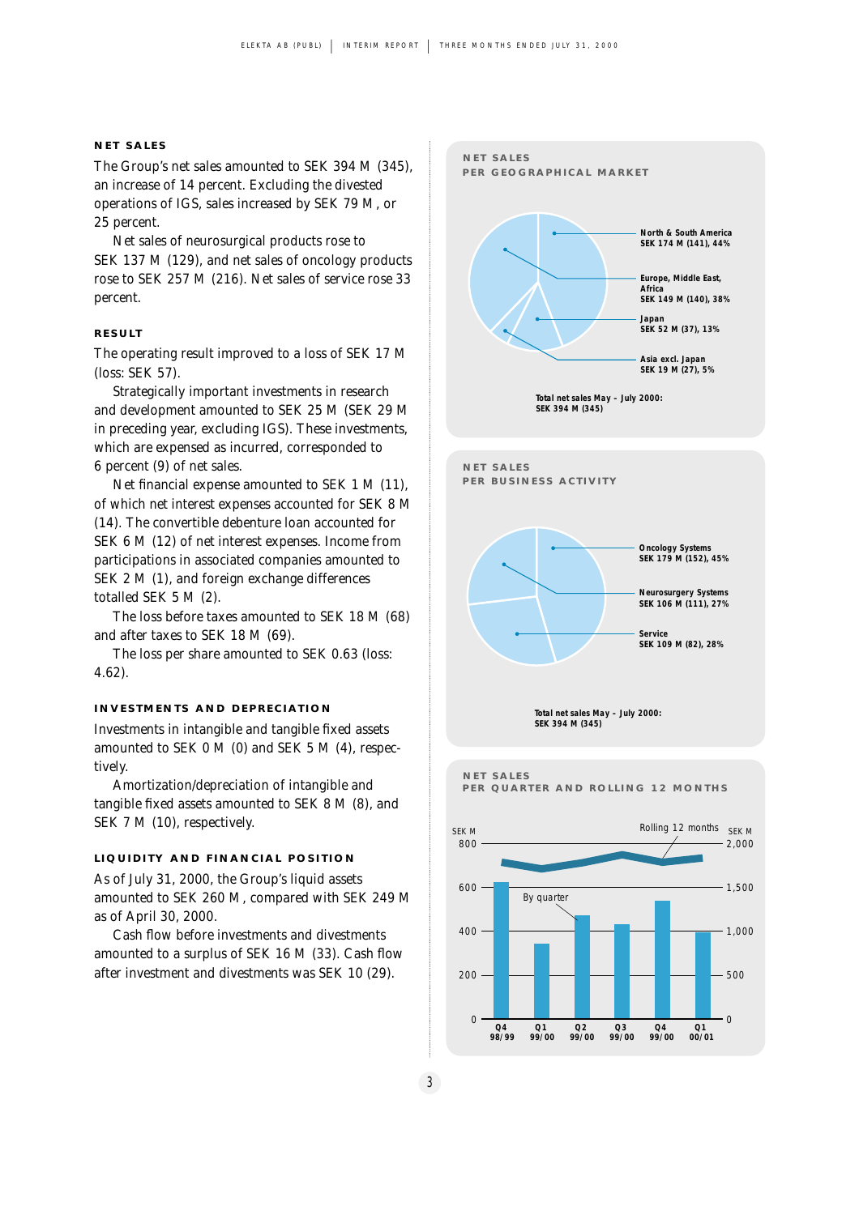## NET SALES

The Group's net sales amounted to SEK 394 M (345), an increase of 14 percent. Excluding the divested operations of IGS, sales increased by SEK 79 M, or 25 percent.

Net sales of neurosurgical products rose to SEK 137 M (129), and net sales of oncology products rose to SEK 257 M (216). Net sales of service rose 33 percent.

## RESULT

The operating result improved to a loss of SEK 17 M (loss: SEK 57).

Strategically important investments in research and development amounted to SEK 25 M (SEK 29 M in preceding year, excluding IGS). These investments, which are expensed as incurred, corresponded to 6 percent (9) of net sales.

Net financial expense amounted to SEK 1 M (11), of which net interest expenses accounted for SEK 8 M (14). The convertible debenture loan accounted for SEK 6 M (12) of net interest expenses. Income from participations in associated companies amounted to SEK 2 M (1), and foreign exchange differences totalled SEK 5 M (2).

The loss before taxes amounted to SEK 18 M (68) and after taxes to SEK 18 M (69).

The loss per share amounted to SEK 0.63 (loss: 4.62).

## INVESTMENTS AND DEPRECIATION

Investments in intangible and tangible fixed assets amounted to SEK 0 M (0) and SEK 5 M (4), respectively.

Amortization/depreciation of intangible and tangible fixed assets amounted to SEK 8 M (8), and SEK 7 M (10), respectively.

## LIQUIDITY AND FINANCIAL POSITION

As of July 31, 2000, the Group's liquid assets amounted to SEK 260 M, compared with SEK 249 M as of April 30, 2000.

Cash flow before investments and divestments amounted to a surplus of SEK 16 M (33). Cash flow after investment and divestments was SEK 10 (29).

### NET SALES PER GEOGRAPHICAL MARKET

- North & South America SEK 174 M (141), 44%
- Europe, Middle East, Africa SEK 149 M (140), 38%
- Japan SEK 52 M (37), 13%
- Asia excl. Japan SEK 19 M (27), 5%

Total net sales May – July 2000: SEK 394 M (345)

### NET SALES PER BUSINESS ACTIVITY

- Oncology Systems SEK 179 M (152), 45%
- Neurosurgery Systems SEK 106 M (111), 27%
- Service SEK 109 M (82), 28%

Total net sales May – July 2000: SEK 394 M (345)

### NET SALES PER QUARTER AND ROLLING 12 MONTHS

By quarter (SEK M, left axis 0–800); Rolling 12 months (SEK M, right axis 0–2,000)

Q4 98/99, Q1 99/00, Q2 99/00, Q3 99/00, Q4 99/00, Q1 00/01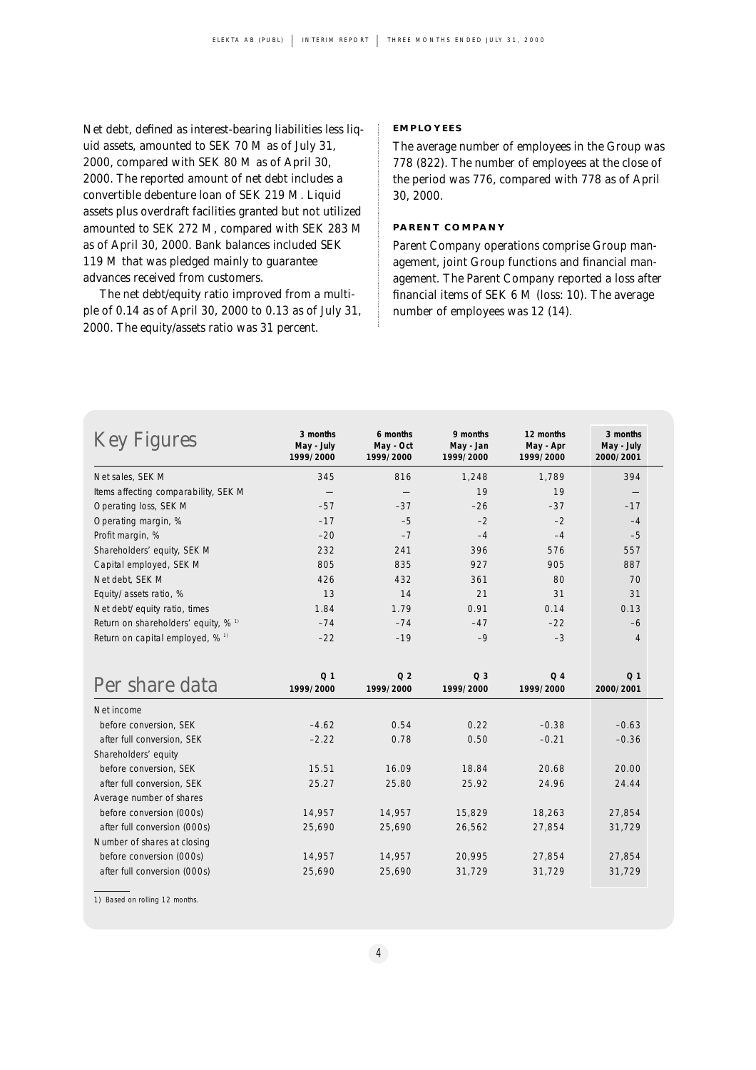Net debt, defined as interest-bearing liabilities less liquid assets, amounted to SEK 70 M as of July 31, 2000, compared with SEK 80 M as of April 30, 2000. The reported amount of net debt includes a convertible debenture loan of SEK 219 M. Liquid assets plus overdraft facilities granted but not utilized amounted to SEK 272 M, compared with SEK 283 M as of April 30, 2000. Bank balances included SEK 119 M that was pledged mainly to guarantee advances received from customers.

The net debt/equity ratio improved from a multiple of 0.14 as of April 30, 2000 to 0.13 as of July 31, 2000. The equity/assets ratio was 31 percent.

**EMPLOYEES**

The average number of employees in the Group was 778 (822). The number of employees at the close of the period was 776, compared with 778 as of April 30, 2000.

**PARENT COMPANY**

Parent Company operations comprise Group management, joint Group functions and financial management. The Parent Company reported a loss after financial items of SEK 6 M (loss: 10). The average number of employees was 12 (14).

## Key Figures

| | 3 months May - July 1999/2000 | 6 months May - Oct 1999/2000 | 9 months May - Jan 1999/2000 | 12 months May - Apr 1999/2000 | 3 months May - July 2000/2001 |
|---|---|---|---|---|---|
| Net sales, SEK M | 345 | 816 | 1,248 | 1,789 | 394 |
| Items affecting comparability, SEK M | — | — | 19 | 19 | — |
| Operating loss, SEK M | –57 | –37 | –26 | –37 | –17 |
| Operating margin, % | –17 | –5 | –2 | –2 | –4 |
| Profit margin, % | –20 | –7 | –4 | –4 | –5 |
| Shareholders' equity, SEK M | 232 | 241 | 396 | 576 | 557 |
| Capital employed, SEK M | 805 | 835 | 927 | 905 | 887 |
| Net debt, SEK M | 426 | 432 | 361 | 80 | 70 |
| Equity/assets ratio, % | 13 | 14 | 21 | 31 | 31 |
| Net debt/equity ratio, times | 1.84 | 1.79 | 0.91 | 0.14 | 0.13 |
| Return on shareholders' equity, % [1] | –74 | –74 | –47 | –22 | –6 |
| Return on capital employed, % [1] | –22 | –19 | –9 | –3 | 4 |

## Per share data

| | Q 1 1999/2000 | Q 2 1999/2000 | Q 3 1999/2000 | Q 4 1999/2000 | Q 1 2000/2001 |
|---|---|---|---|---|---|
| Net income | | | | | |
| before conversion, SEK | –4.62 | 0.54 | 0.22 | –0.38 | –0.63 |
| after full conversion, SEK | –2.22 | 0.78 | 0.50 | –0.21 | –0.36 |
| Shareholders' equity | | | | | |
| before conversion, SEK | 15.51 | 16.09 | 18.84 | 20.68 | 20.00 |
| after full conversion, SEK | 25.27 | 25.80 | 25.92 | 24.96 | 24.44 |
| Average number of shares | | | | | |
| before conversion (000s) | 14,957 | 14,957 | 15,829 | 18,263 | 27,854 |
| after full conversion (000s) | 25,690 | 25,690 | 26,562 | 27,854 | 31,729 |
| Number of shares at closing | | | | | |
| before conversion (000s) | 14,957 | 14,957 | 20,995 | 27,854 | 27,854 |
| after full conversion (000s) | 25,690 | 25,690 | 31,729 | 31,729 | 31,729 |

1) Based on rolling 12 months.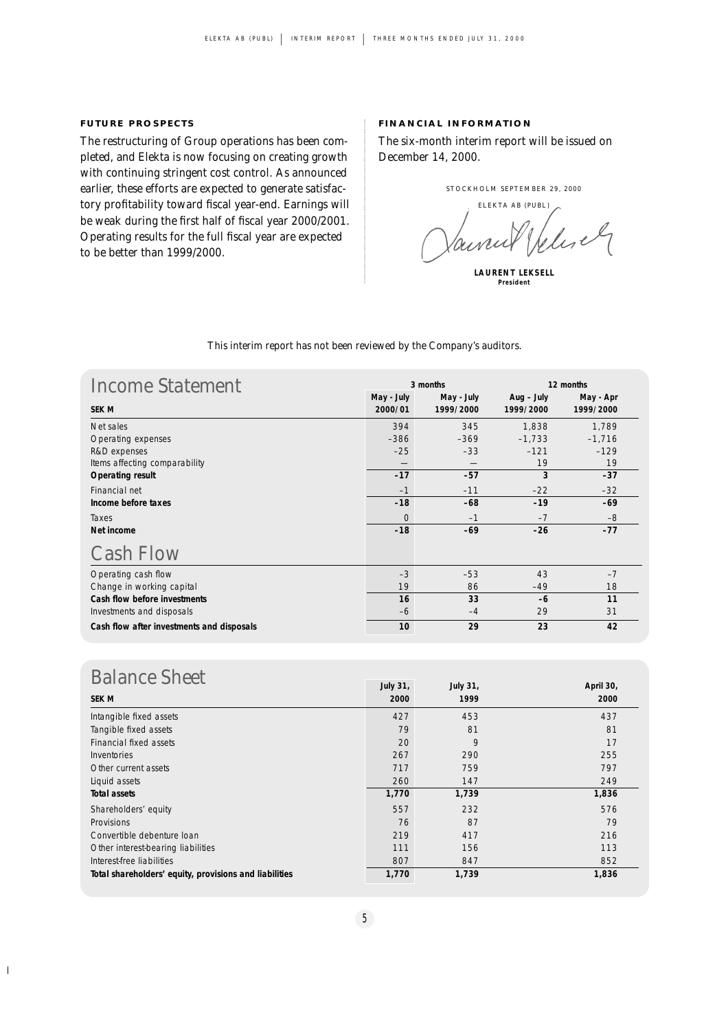**FUTURE PROSPECTS**

The restructuring of Group operations has been completed, and Elekta is now focusing on creating growth with continuing stringent cost control. As announced earlier, these efforts are expected to generate satisfactory profitability toward fiscal year-end. Earnings will be weak during the first half of fiscal year 2000/2001. Operating results for the full fiscal year are expected to be better than 1999/2000.

**FINANCIAL INFORMATION**

The six-month interim report will be issued on December 14, 2000.

STOCKHOLM SEPTEMBER 29, 2000

ELEKTA AB (PUBL)

**LAURENT LEKSELL**
**President**

This interim report has not been reviewed by the Company's auditors.

## Income Statement

| | 3 months | | 12 months | |
|---|---|---|---|---|
| **SEK M** | **May - July 2000/01** | **May - July 1999/2000** | **Aug – July 1999/2000** | **May - Apr 1999/2000** |
| Net sales | 394 | 345 | 1,838 | 1,789 |
| Operating expenses | –386 | –369 | –1,733 | –1,716 |
| R&D expenses | –25 | –33 | –121 | –129 |
| Items affecting comparability | — | — | 19 | 19 |
| **Operating result** | **–17** | **–57** | **3** | **–37** |
| Financial net | –1 | –11 | –22 | –32 |
| **Income before taxes** | **–18** | **–68** | **–19** | **–69** |
| Taxes | 0 | –1 | –7 | –8 |
| **Net income** | **–18** | **–69** | **–26** | **–77** |

## Cash Flow

| | 3 months | | 12 months | |
|---|---|---|---|---|
| **SEK M** | **May - July 2000/01** | **May - July 1999/2000** | **Aug – July 1999/2000** | **May - Apr 1999/2000** |
| Operating cash flow | –3 | –53 | 43 | –7 |
| Change in working capital | 19 | 86 | –49 | 18 |
| **Cash flow before investments** | **16** | **33** | **–6** | **11** |
| Investments and disposals | –6 | –4 | 29 | 31 |
| **Cash flow after investments and disposals** | **10** | **29** | **23** | **42** |

## Balance Sheet

| **SEK M** | **July 31, 2000** | **July 31, 1999** | **April 30, 2000** |
|---|---|---|---|
| Intangible fixed assets | 427 | 453 | 437 |
| Tangible fixed assets | 79 | 81 | 81 |
| Financial fixed assets | 20 | 9 | 17 |
| Inventories | 267 | 290 | 255 |
| Other current assets | 717 | 759 | 797 |
| Liquid assets | 260 | 147 | 249 |
| **Total assets** | **1,770** | **1,739** | **1,836** |
| Shareholders' equity | 557 | 232 | 576 |
| Provisions | 76 | 87 | 79 |
| Convertible debenture loan | 219 | 417 | 216 |
| Other interest-bearing liabilities | 111 | 156 | 113 |
| Interest-free liabilities | 807 | 847 | 852 |
| **Total shareholders' equity, provisions and liabilities** | **1,770** | **1,739** | **1,836** |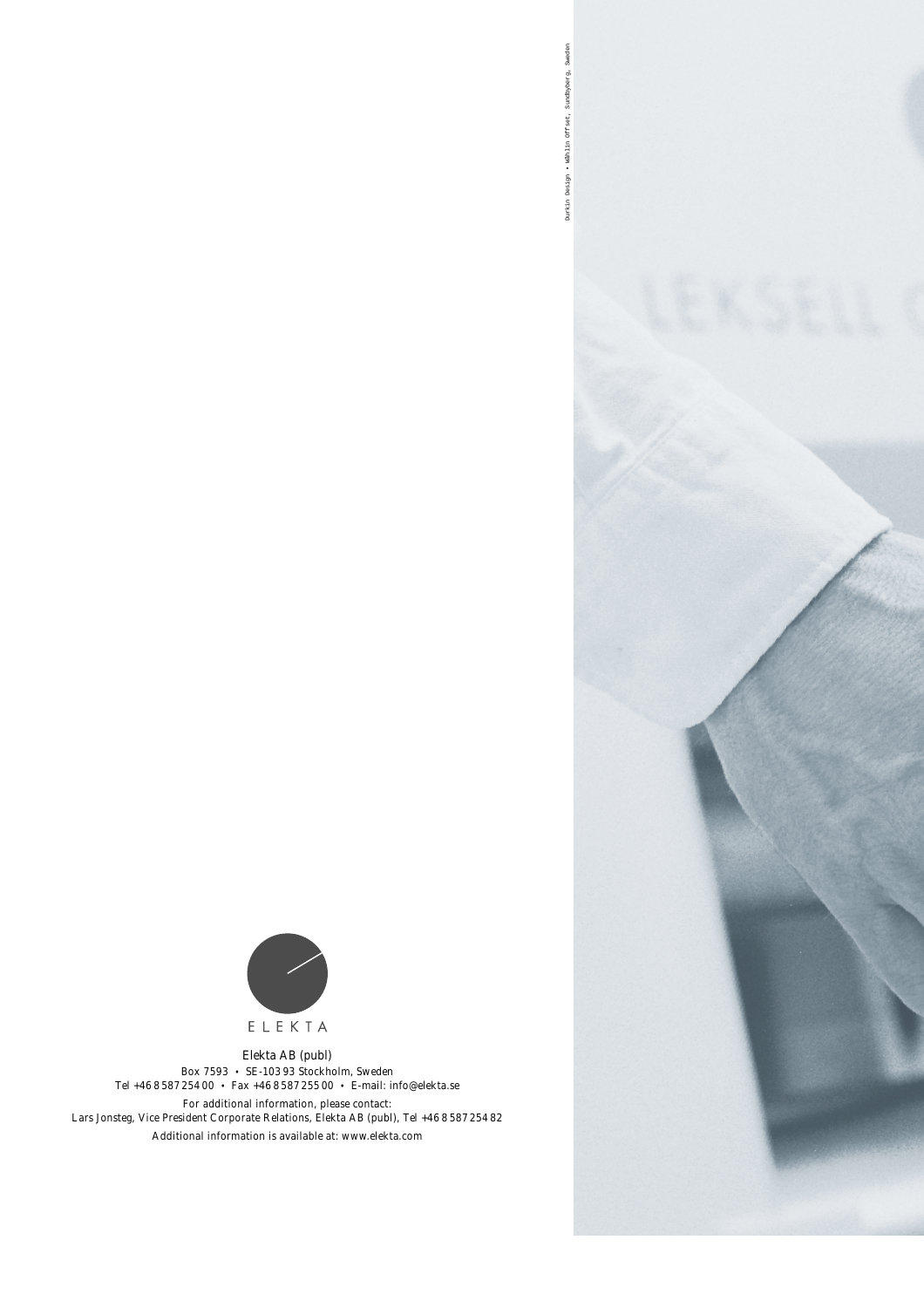Durkin Design • Wåhlin Offset, Sundbyberg, Sweden

ELEKTA

Elekta AB (publ)
Box 7593 • SE-103 93 Stockholm, Sweden
Tel +46 8 587 254 00 • Fax +46 8 587 255 00 • E-mail: info@elekta.se

For additional information, please contact:
Lars Jonsteg, Vice President Corporate Relations, Elekta AB (publ), Tel +46 8 587 254 82

Additional information is available at: www.elekta.com